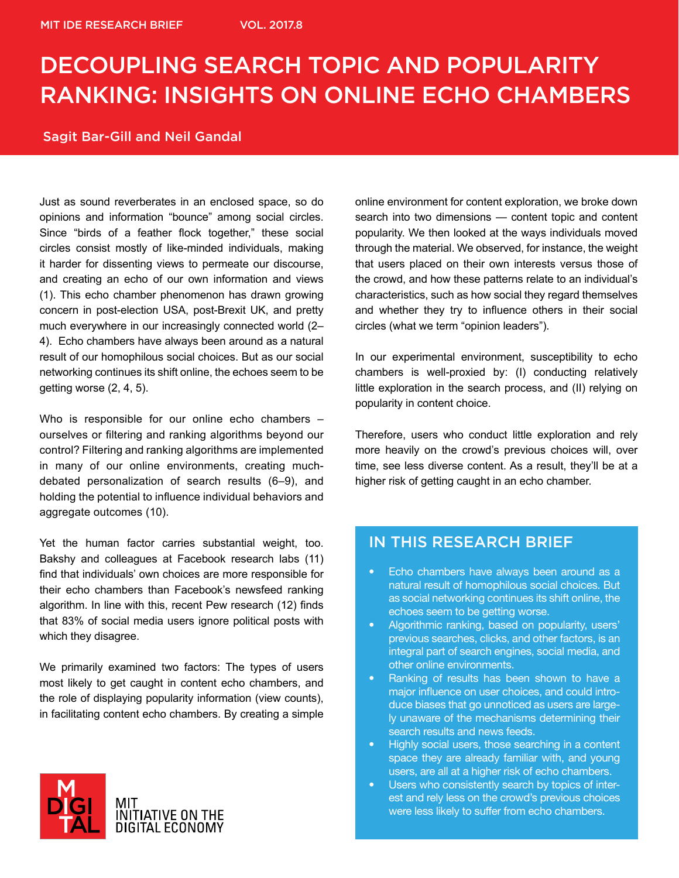MIT IDE RESEARCH BRIEF VOL. 2017.8

# DECOUPLING SEARCH TOPIC AND POPULARITY RANKING: INSIGHTS ON ONLINE ECHO CHAMBERS

Sagit Bar-Gill and Neil Gandal

Just as sound reverberates in an enclosed space, so do opinions and information "bounce" among social circles. Since "birds of a feather flock together," these social circles consist mostly of like-minded individuals, making it harder for dissenting views to permeate our discourse, and creating an echo of our own information and views (1). This echo chamber phenomenon has drawn growing concern in post-election USA, post-Brexit UK, and pretty much everywhere in our increasingly connected world (2–4). Echo chambers have always been around as a natural result of our homophilous social choices. But as our social networking continues its shift online, the echoes seem to be getting worse (2, 4, 5).

Who is responsible for our online echo chambers – ourselves or filtering and ranking algorithms beyond our control? Filtering and ranking algorithms are implemented in many of our online environments, creating much-debated personalization of search results (6–9), and holding the potential to influence individual behaviors and aggregate outcomes (10).

Yet the human factor carries substantial weight, too. Bakshy and colleagues at Facebook research labs (11) find that individuals' own choices are more responsible for their echo chambers than Facebook's newsfeed ranking algorithm. In line with this, recent Pew research (12) finds that 83% of social media users ignore political posts with which they disagree.

We primarily examined two factors: The types of users most likely to get caught in content echo chambers, and the role of displaying popularity information (view counts), in facilitating content echo chambers. By creating a simple online environment for content exploration, we broke down search into two dimensions — content topic and content popularity. We then looked at the ways individuals moved through the material. We observed, for instance, the weight that users placed on their own interests versus those of the crowd, and how these patterns relate to an individual's characteristics, such as how social they regard themselves and whether they try to influence others in their social circles (what we term "opinion leaders").

In our experimental environment, susceptibility to echo chambers is well-proxied by: (I) conducting relatively little exploration in the search process, and (II) relying on popularity in content choice.

Therefore, users who conduct little exploration and rely more heavily on the crowd's previous choices will, over time, see less diverse content. As a result, they'll be at a higher risk of getting caught in an echo chamber.

## IN THIS RESEARCH BRIEF

- Echo chambers have always been around as a natural result of homophilous social choices. But as social networking continues its shift online, the echoes seem to be getting worse.
- Algorithmic ranking, based on popularity, users' previous searches, clicks, and other factors, is an integral part of search engines, social media, and other online environments.
- Ranking of results has been shown to have a major influence on user choices, and could introduce biases that go unnoticed as users are largely unaware of the mechanisms determining their search results and news feeds.
- Highly social users, those searching in a content space they are already familiar with, and young users, are all at a higher risk of echo chambers.
- Users who consistently search by topics of interest and rely less on the crowd's previous choices were less likely to suffer from echo chambers.

MIT INITIATIVE ON THE DIGITAL ECONOMY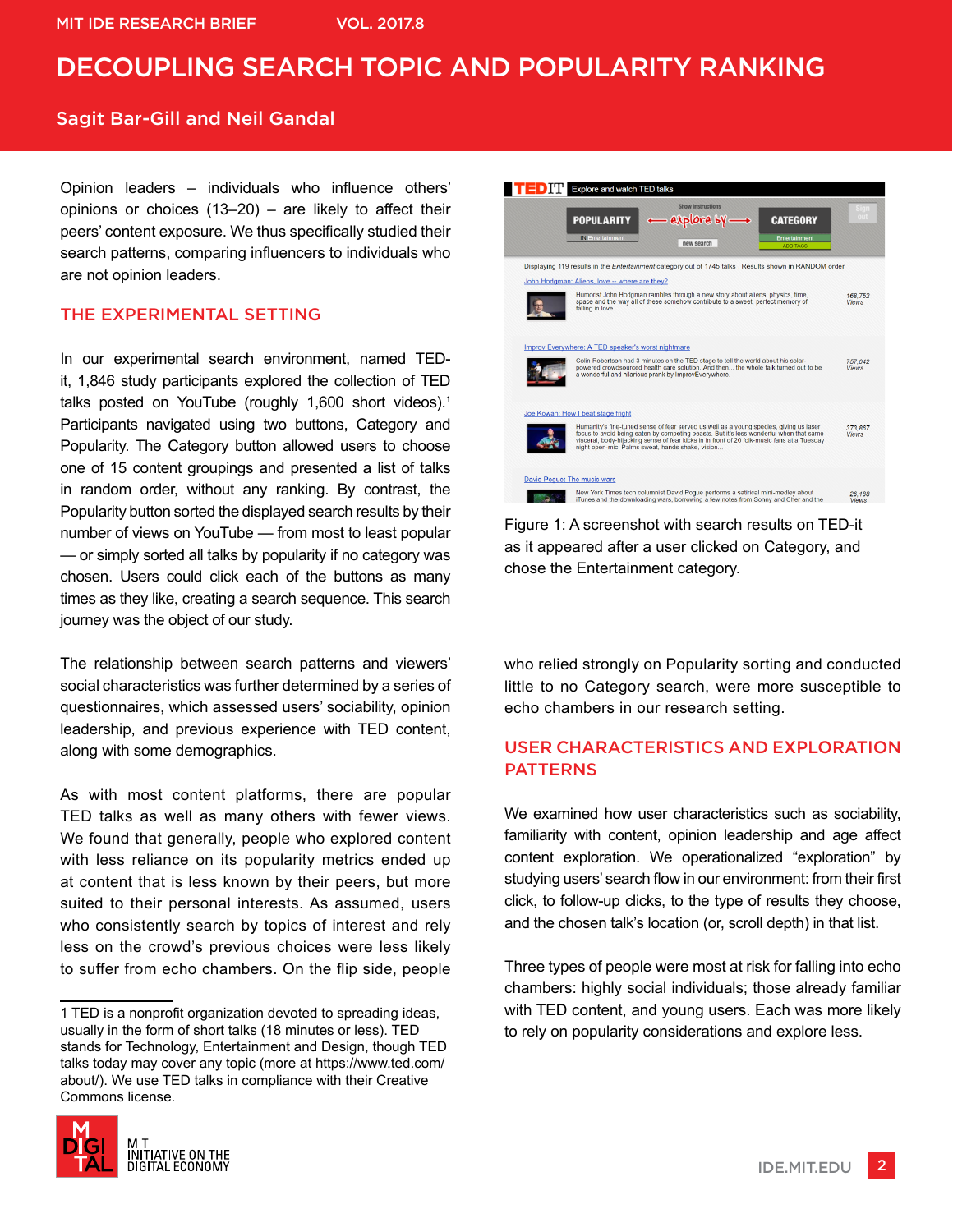Opinion leaders – individuals who influence others' opinions or choices (13–20) – are likely to affect their peers' content exposure. We thus specifically studied their search patterns, comparing influencers to individuals who are not opinion leaders.

## THE EXPERIMENTAL SETTING

In our experimental search environment, named TED-it, 1,846 study participants explored the collection of TED talks posted on YouTube (roughly 1,600 short videos).[1] Participants navigated using two buttons, Category and Popularity. The Category button allowed users to choose one of 15 content groupings and presented a list of talks in random order, without any ranking. By contrast, the Popularity button sorted the displayed search results by their number of views on YouTube — from most to least popular — or simply sorted all talks by popularity if no category was chosen. Users could click each of the buttons as many times as they like, creating a search sequence. This search journey was the object of our study.

The relationship between search patterns and viewers' social characteristics was further determined by a series of questionnaires, which assessed users' sociability, opinion leadership, and previous experience with TED content, along with some demographics.

As with most content platforms, there are popular TED talks as well as many others with fewer views. We found that generally, people who explored content with less reliance on its popularity metrics ended up at content that is less known by their peers, but more suited to their personal interests. As assumed, users who consistently search by topics of interest and rely less on the crowd's previous choices were less likely to suffer from echo chambers. On the flip side, people who relied strongly on Popularity sorting and conducted little to no Category search, were more susceptible to echo chambers in our research setting.

Figure 1: A screenshot with search results on TED-it as it appeared after a user clicked on Category, and chose the Entertainment category.

## USER CHARACTERISTICS AND EXPLORATION PATTERNS

We examined how user characteristics such as sociability, familiarity with content, opinion leadership and age affect content exploration. We operationalized "exploration" by studying users' search flow in our environment: from their first click, to follow-up clicks, to the type of results they choose, and the chosen talk's location (or, scroll depth) in that list.

Three types of people were most at risk for falling into echo chambers: highly social individuals; those already familiar with TED content, and young users. Each was more likely to rely on popularity considerations and explore less.

1 TED is a nonprofit organization devoted to spreading ideas, usually in the form of short talks (18 minutes or less). TED stands for Technology, Entertainment and Design, though TED talks today may cover any topic (more at https://www.ted.com/about/). We use TED talks in compliance with their Creative Commons license.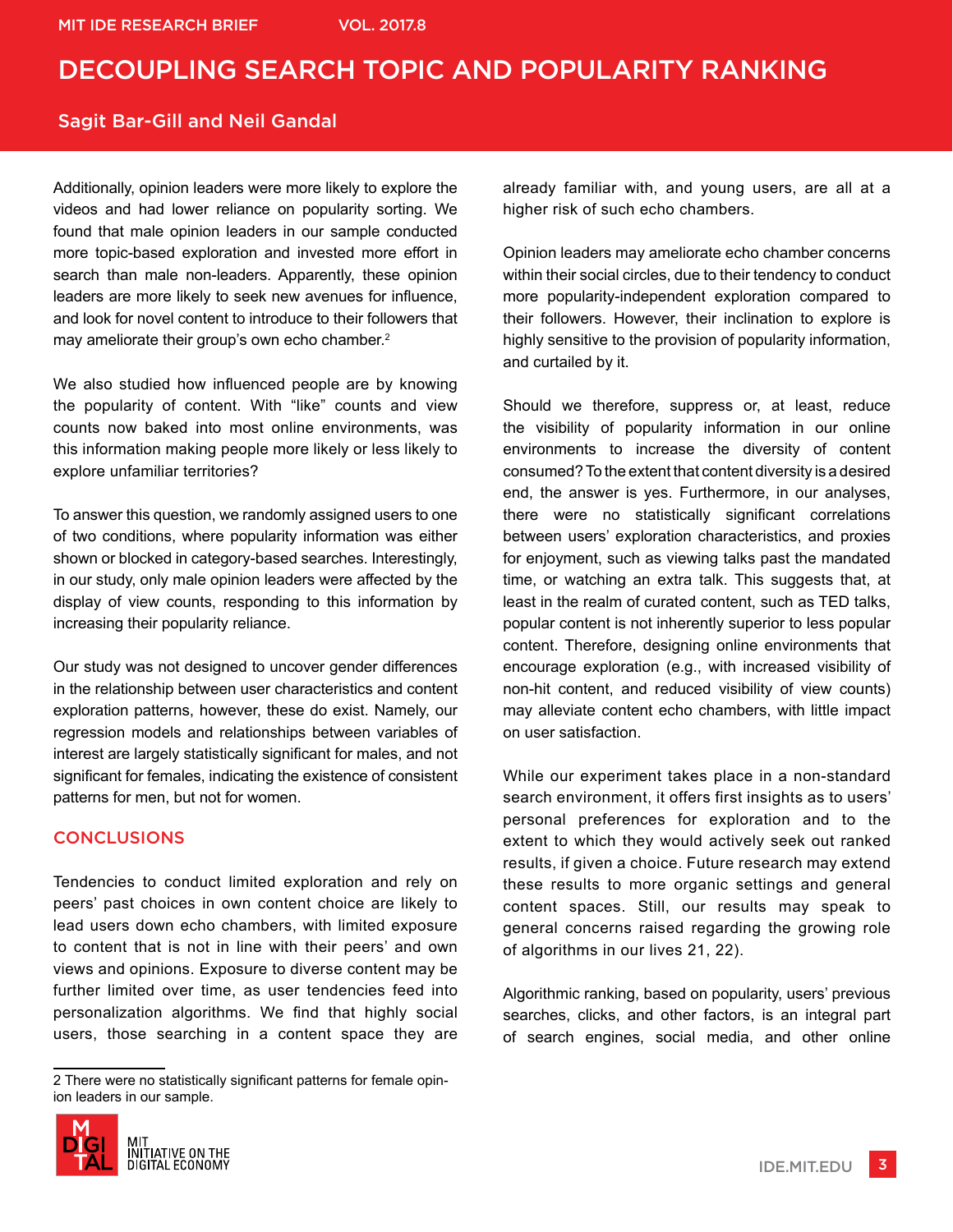Additionally, opinion leaders were more likely to explore the videos and had lower reliance on popularity sorting. We found that male opinion leaders in our sample conducted more topic-based exploration and invested more effort in search than male non-leaders. Apparently, these opinion leaders are more likely to seek new avenues for influence, and look for novel content to introduce to their followers that may ameliorate their group's own echo chamber.[2]

We also studied how influenced people are by knowing the popularity of content. With "like" counts and view counts now baked into most online environments, was this information making people more likely or less likely to explore unfamiliar territories?

To answer this question, we randomly assigned users to one of two conditions, where popularity information was either shown or blocked in category-based searches. Interestingly, in our study, only male opinion leaders were affected by the display of view counts, responding to this information by increasing their popularity reliance.

Our study was not designed to uncover gender differences in the relationship between user characteristics and content exploration patterns, however, these do exist. Namely, our regression models and relationships between variables of interest are largely statistically significant for males, and not significant for females, indicating the existence of consistent patterns for men, but not for women.

## CONCLUSIONS

Tendencies to conduct limited exploration and rely on peers' past choices in own content choice are likely to lead users down echo chambers, with limited exposure to content that is not in line with their peers' and own views and opinions. Exposure to diverse content may be further limited over time, as user tendencies feed into personalization algorithms. We find that highly social users, those searching in a content space they are already familiar with, and young users, are all at a higher risk of such echo chambers.

Opinion leaders may ameliorate echo chamber concerns within their social circles, due to their tendency to conduct more popularity-independent exploration compared to their followers. However, their inclination to explore is highly sensitive to the provision of popularity information, and curtailed by it.

Should we therefore, suppress or, at least, reduce the visibility of popularity information in our online environments to increase the diversity of content consumed? To the extent that content diversity is a desired end, the answer is yes. Furthermore, in our analyses, there were no statistically significant correlations between users' exploration characteristics, and proxies for enjoyment, such as viewing talks past the mandated time, or watching an extra talk. This suggests that, at least in the realm of curated content, such as TED talks, popular content is not inherently superior to less popular content. Therefore, designing online environments that encourage exploration (e.g., with increased visibility of non-hit content, and reduced visibility of view counts) may alleviate content echo chambers, with little impact on user satisfaction.

While our experiment takes place in a non-standard search environment, it offers first insights as to users' personal preferences for exploration and to the extent to which they would actively seek out ranked results, if given a choice. Future research may extend these results to more organic settings and general content spaces. Still, our results may speak to general concerns raised regarding the growing role of algorithms in our lives 21, 22).

Algorithmic ranking, based on popularity, users' previous searches, clicks, and other factors, is an integral part of search engines, social media, and other online

---

2 There were no statistically significant patterns for female opinion leaders in our sample.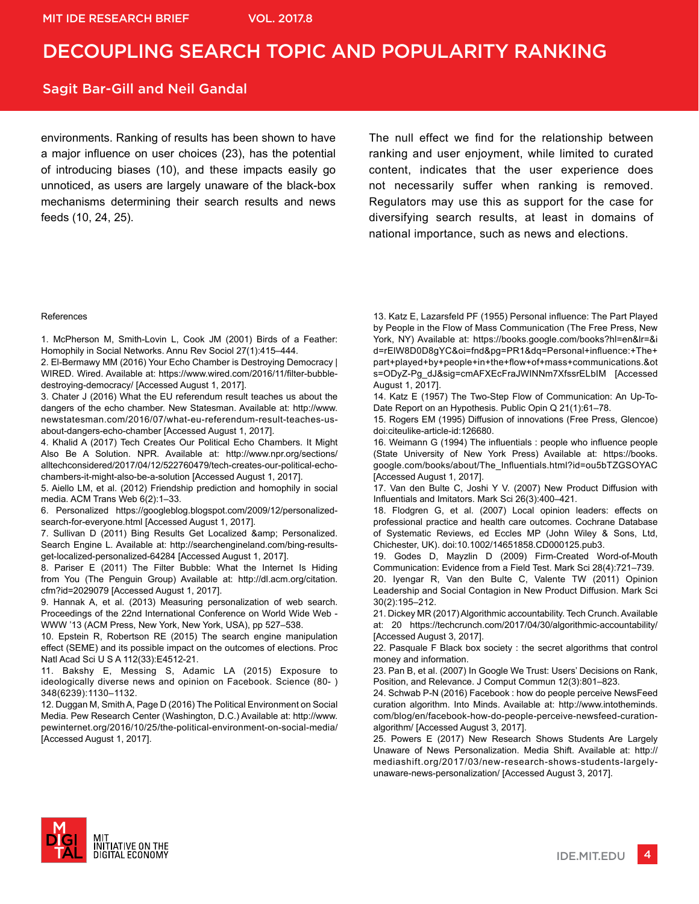environments. Ranking of results has been shown to have a major influence on user choices (23), has the potential of introducing biases (10), and these impacts easily go unnoticed, as users are largely unaware of the black-box mechanisms determining their search results and news feeds (10, 24, 25).

The null effect we find for the relationship between ranking and user enjoyment, while limited to curated content, indicates that the user experience does not necessarily suffer when ranking is removed. Regulators may use this as support for the case for diversifying search results, at least in domains of national importance, such as news and elections.

References

1. McPherson M, Smith-Lovin L, Cook JM (2001) Birds of a Feather: Homophily in Social Networks. Annu Rev Sociol 27(1):415–444.
2. El-Bermawy MM (2016) Your Echo Chamber is Destroying Democracy | WIRED. Wired. Available at: https://www.wired.com/2016/11/filter-bubble-destroying-democracy/ [Accessed August 1, 2017].
3. Chater J (2016) What the EU referendum result teaches us about the dangers of the echo chamber. New Statesman. Available at: http://www.newstatesman.com/2016/07/what-eu-referendum-result-teaches-us-about-dangers-echo-chamber [Accessed August 1, 2017].
4. Khalid A (2017) Tech Creates Our Political Echo Chambers. It Might Also Be A Solution. NPR. Available at: http://www.npr.org/sections/alltechconsidered/2017/04/12/522760479/tech-creates-our-political-echo-chambers-it-might-also-be-a-solution [Accessed August 1, 2017].
5. Aiello LM, et al. (2012) Friendship prediction and homophily in social media. ACM Trans Web 6(2):1–33.
6. Personalized https://googleblog.blogspot.com/2009/12/personalized-search-for-everyone.html [Accessed August 1, 2017].
7. Sullivan D (2011) Bing Results Get Localized &amp; Personalized. Search Engine L. Available at: http://searchengineland.com/bing-results-get-localized-personalized-64284 [Accessed August 1, 2017].
8. Pariser E (2011) The Filter Bubble: What the Internet Is Hiding from You (The Penguin Group) Available at: http://dl.acm.org/citation.cfm?id=2029079 [Accessed August 1, 2017].
9. Hannak A, et al. (2013) Measuring personalization of web search. Proceedings of the 22nd International Conference on World Wide Web - WWW '13 (ACM Press, New York, New York, USA), pp 527–538.
10. Epstein R, Robertson RE (2015) The search engine manipulation effect (SEME) and its possible impact on the outcomes of elections. Proc Natl Acad Sci U S A 112(33):E4512-21.
11. Bakshy E, Messing S, Adamic LA (2015) Exposure to ideologically diverse news and opinion on Facebook. Science (80- ) 348(6239):1130–1132.
12. Duggan M, Smith A, Page D (2016) The Political Environment on Social Media. Pew Research Center (Washington, D.C.) Available at: http://www.pewinternet.org/2016/10/25/the-political-environment-on-social-media/ [Accessed August 1, 2017].
13. Katz E, Lazarsfeld PF (1955) Personal influence: The Part Played by People in the Flow of Mass Communication (The Free Press, New York, NY) Available at: https://books.google.com/books?hl=en&lr=&id=rEIW8D0D8gYC&oi=fnd&pg=PR1&dq=Personal+influence:+The+part+played+by+people+in+the+flow+of+mass+communications.&ots=ODyZ-Pg_dJ&sig=cmAFXEcFraJWINNm7XfssrELbIM [Accessed August 1, 2017].
14. Katz E (1957) The Two-Step Flow of Communication: An Up-To-Date Report on an Hypothesis. Public Opin Q 21(1):61–78.
15. Rogers EM (1995) Diffusion of innovations (Free Press, Glencoe) doi:citeulike-article-id:126680.
16. Weimann G (1994) The influentials : people who influence people (State University of New York Press) Available at: https://books.google.com/books/about/The_Influentials.html?id=ou5bTZGSOYAC [Accessed August 1, 2017].
17. Van den Bulte C, Joshi Y V. (2007) New Product Diffusion with Influentials and Imitators. Mark Sci 26(3):400–421.
18. Flodgren G, et al. (2007) Local opinion leaders: effects on professional practice and health care outcomes. Cochrane Database of Systematic Reviews, ed Eccles MP (John Wiley & Sons, Ltd, Chichester, UK). doi:10.1002/14651858.CD000125.pub3.
19. Godes D, Mayzlin D (2009) Firm-Created Word-of-Mouth Communication: Evidence from a Field Test. Mark Sci 28(4):721–739.
20. Iyengar R, Van den Bulte C, Valente TW (2011) Opinion Leadership and Social Contagion in New Product Diffusion. Mark Sci 30(2):195–212.
21. Dickey MR (2017) Algorithmic accountability. Tech Crunch. Available at: 20 https://techcrunch.com/2017/04/30/algorithmic-accountability/ [Accessed August 3, 2017].
22. Pasquale F Black box society : the secret algorithms that control money and information.
23. Pan B, et al. (2007) In Google We Trust: Users' Decisions on Rank, Position, and Relevance. J Comput Commun 12(3):801–823.
24. Schwab P-N (2016) Facebook : how do people perceive NewsFeed curation algorithm. Into Minds. Available at: http://www.intotheminds.com/blog/en/facebook-how-do-people-perceive-newsfeed-curation-algorithm/ [Accessed August 3, 2017].
25. Powers E (2017) New Research Shows Students Are Largely Unaware of News Personalization. Media Shift. Available at: http://mediashift.org/2017/03/new-research-shows-students-largely-unaware-news-personalization/ [Accessed August 3, 2017].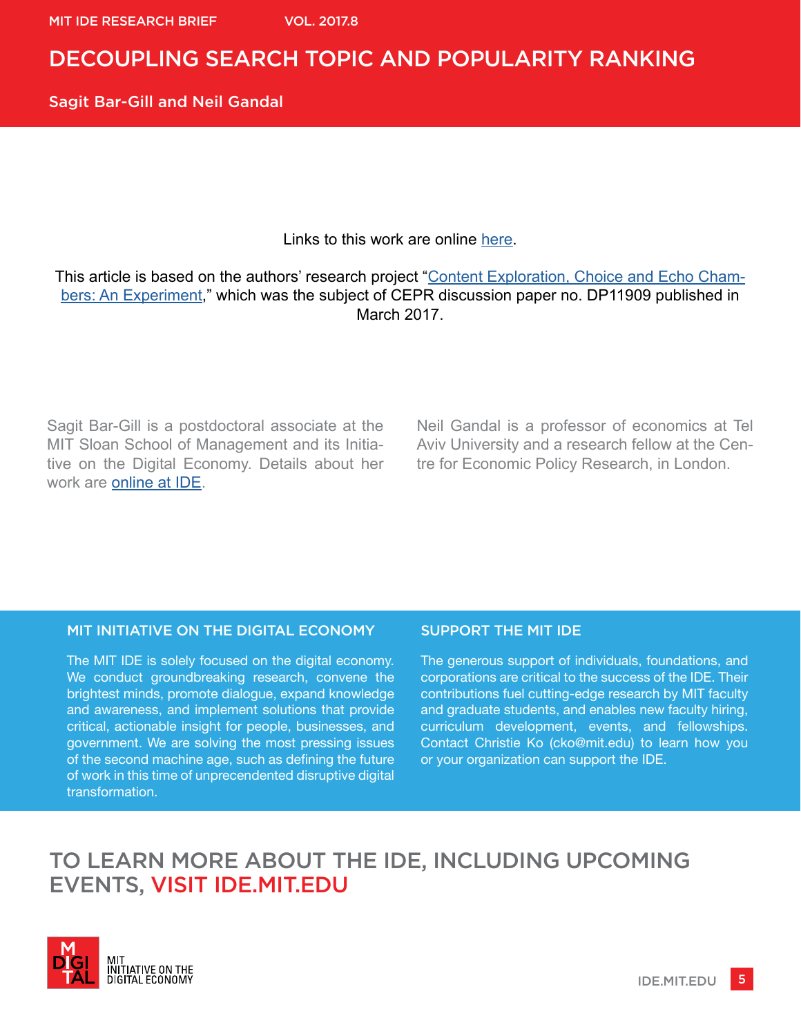Links to this work are online here.

This article is based on the authors' research project "Content Exploration, Choice and Echo Chambers: An Experiment," which was the subject of CEPR discussion paper no. DP11909 published in March 2017.

Sagit Bar-Gill is a postdoctoral associate at the MIT Sloan School of Management and its Initiative on the Digital Economy. Details about her work are online at IDE.

Neil Gandal is a professor of economics at Tel Aviv University and a research fellow at the Centre for Economic Policy Research, in London.

## MIT INITIATIVE ON THE DIGITAL ECONOMY

The MIT IDE is solely focused on the digital economy. We conduct groundbreaking research, convene the brightest minds, promote dialogue, expand knowledge and awareness, and implement solutions that provide critical, actionable insight for people, businesses, and government. We are solving the most pressing issues of the second machine age, such as defining the future of work in this time of unprecendented disruptive digital transformation.

## SUPPORT THE MIT IDE

The generous support of individuals, foundations, and corporations are critical to the success of the IDE. Their contributions fuel cutting-edge research by MIT faculty and graduate students, and enables new faculty hiring, curriculum development, events, and fellowships. Contact Christie Ko (cko@mit.edu) to learn how you or your organization can support the IDE.

## TO LEARN MORE ABOUT THE IDE, INCLUDING UPCOMING EVENTS, VISIT IDE.MIT.EDU

MIT INITIATIVE ON THE DIGITAL ECONOMY